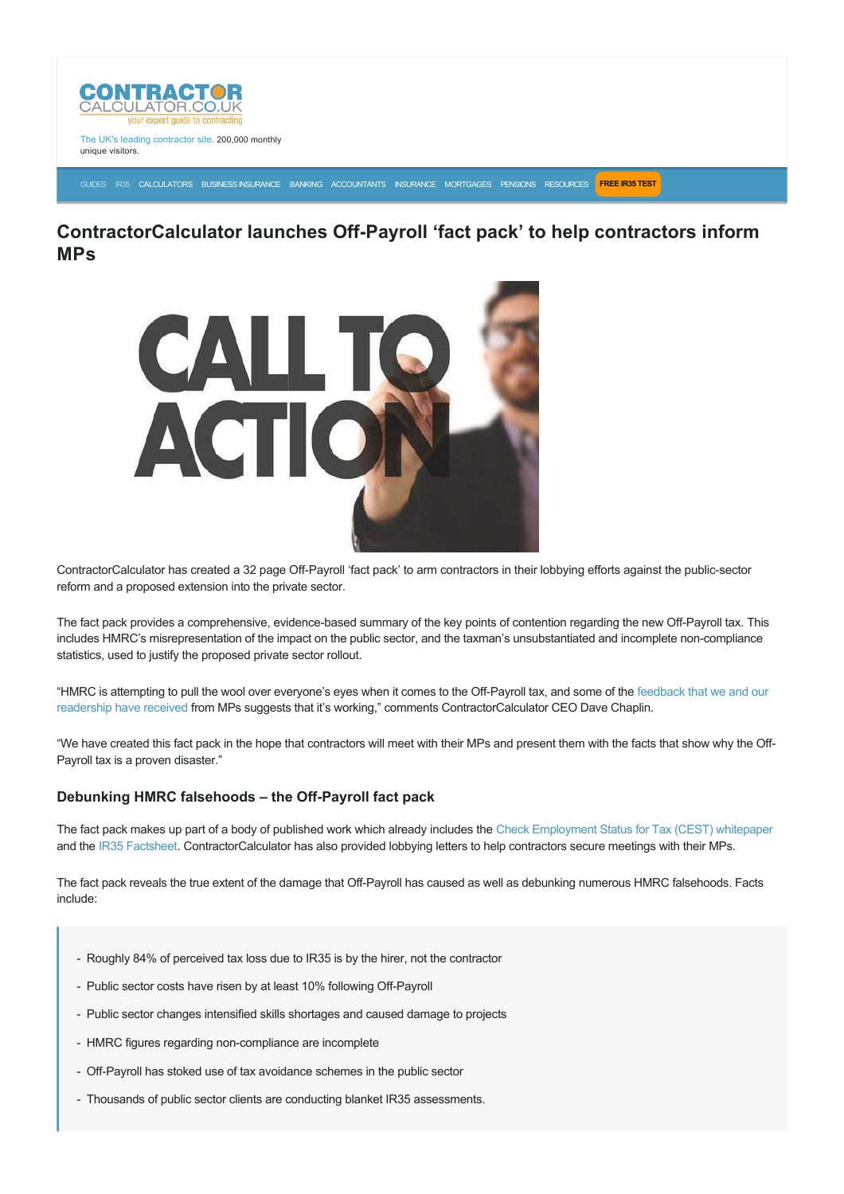CONTRACTOR CALCULATOR.CO.UK
your expert guide to contracting

The UK's leading contractor site. 200,000 monthly unique visitors.

GUIDES IR35 CALCULATORS BUSINESS INSURANCE BANKING ACCOUNTANTS INSURANCE MORTGAGES PENSIONS RESOURCES FREE IR35 TEST

# ContractorCalculator launches Off-Payroll 'fact pack' to help contractors inform MPs

ContractorCalculator has created a 32 page Off-Payroll 'fact pack' to arm contractors in their lobbying efforts against the public-sector reform and a proposed extension into the private sector.

The fact pack provides a comprehensive, evidence-based summary of the key points of contention regarding the new Off-Payroll tax. This includes HMRC's misrepresentation of the impact on the public sector, and the taxman's unsubstantiated and incomplete non-compliance statistics, used to justify the proposed private sector rollout.

"HMRC is attempting to pull the wool over everyone's eyes when it comes to the Off-Payroll tax, and some of the feedback that we and our readership have received from MPs suggests that it's working," comments ContractorCalculator CEO Dave Chaplin.

"We have created this fact pack in the hope that contractors will meet with their MPs and present them with the facts that show why the Off-Payroll tax is a proven disaster."

## Debunking HMRC falsehoods – the Off-Payroll fact pack

The fact pack makes up part of a body of published work which already includes the Check Employment Status for Tax (CEST) whitepaper and the IR35 Factsheet. ContractorCalculator has also provided lobbying letters to help contractors secure meetings with their MPs.

The fact pack reveals the true extent of the damage that Off-Payroll has caused as well as debunking numerous HMRC falsehoods. Facts include:

> - Roughly 84% of perceived tax loss due to IR35 is by the hirer, not the contractor
> - Public sector costs have risen by at least 10% following Off-Payroll
> - Public sector changes intensified skills shortages and caused damage to projects
> - HMRC figures regarding non-compliance are incomplete
> - Off-Payroll has stoked use of tax avoidance schemes in the public sector
> - Thousands of public sector clients are conducting blanket IR35 assessments.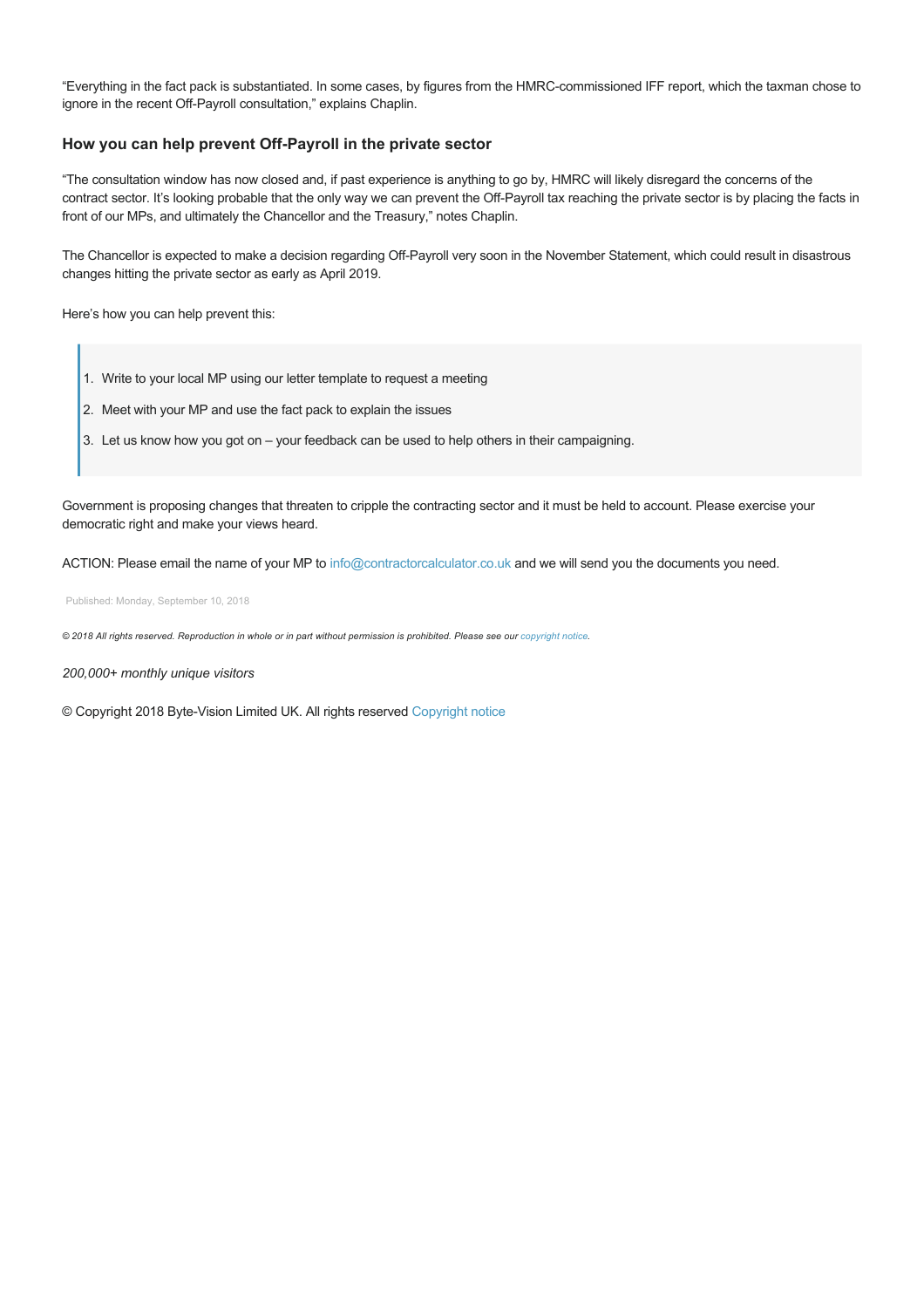"Everything in the fact pack is substantiated. In some cases, by figures from the HMRC-commissioned IFF report, which the taxman chose to ignore in the recent Off-Payroll consultation," explains Chaplin.

### How you can help prevent Off-Payroll in the private sector

"The consultation window has now closed and, if past experience is anything to go by, HMRC will likely disregard the concerns of the contract sector. It's looking probable that the only way we can prevent the Off-Payroll tax reaching the private sector is by placing the facts in front of our MPs, and ultimately the Chancellor and the Treasury," notes Chaplin.

The Chancellor is expected to make a decision regarding Off-Payroll very soon in the November Statement, which could result in disastrous changes hitting the private sector as early as April 2019.

Here's how you can help prevent this:

> 1. Write to your local MP using our letter template to request a meeting
> 2. Meet with your MP and use the fact pack to explain the issues
> 3. Let us know how you got on – your feedback can be used to help others in their campaigning.

Government is proposing changes that threaten to cripple the contracting sector and it must be held to account. Please exercise your democratic right and make your views heard.

ACTION: Please email the name of your MP to info@contractorcalculator.co.uk and we will send you the documents you need.

Published: Monday, September 10, 2018

*© 2018 All rights reserved. Reproduction in whole or in part without permission is prohibited. Please see our copyright notice.*

*200,000+ monthly unique visitors*

© Copyright 2018 Byte-Vision Limited UK. All rights reserved Copyright notice